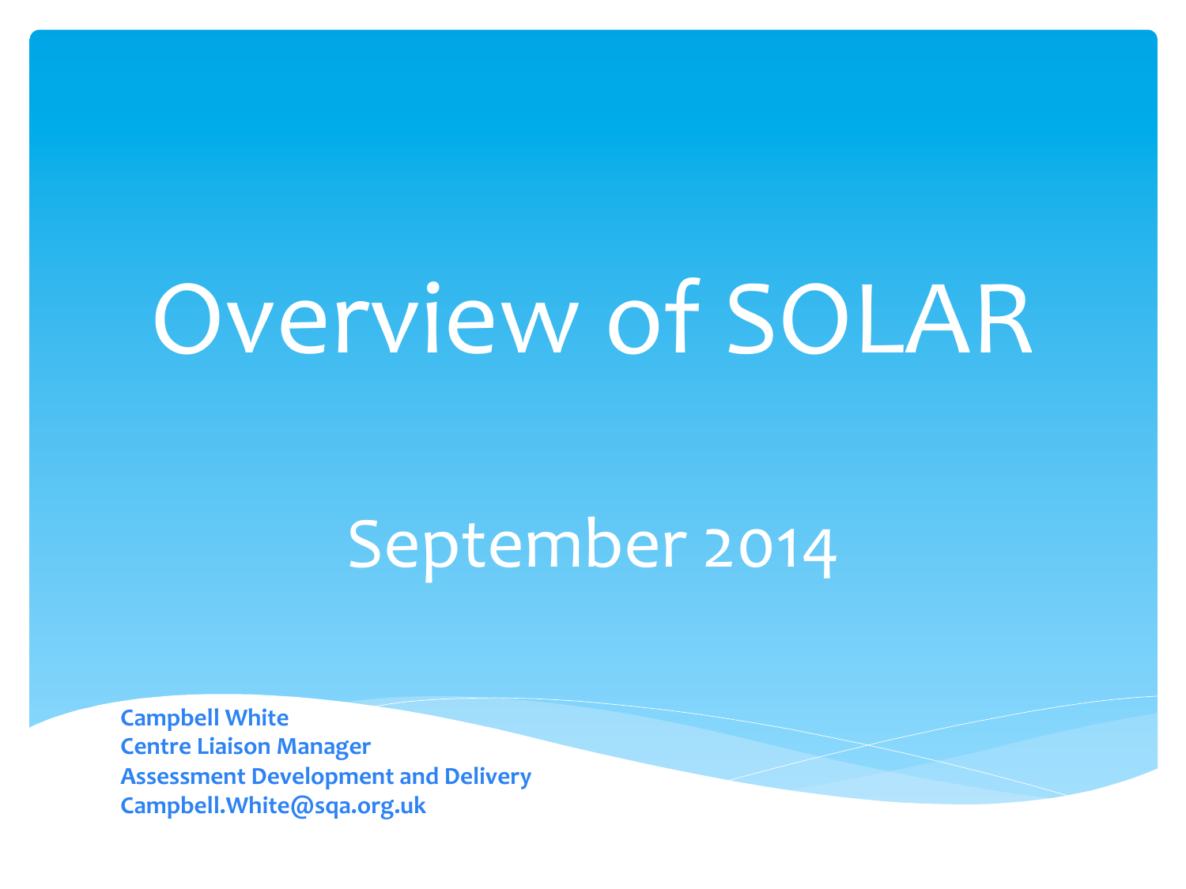# Overview of SOLAR

## September 2014

**Campbell White**
**Centre Liaison Manager**
**Assessment Development and Delivery**
**Campbell.White@sqa.org.uk**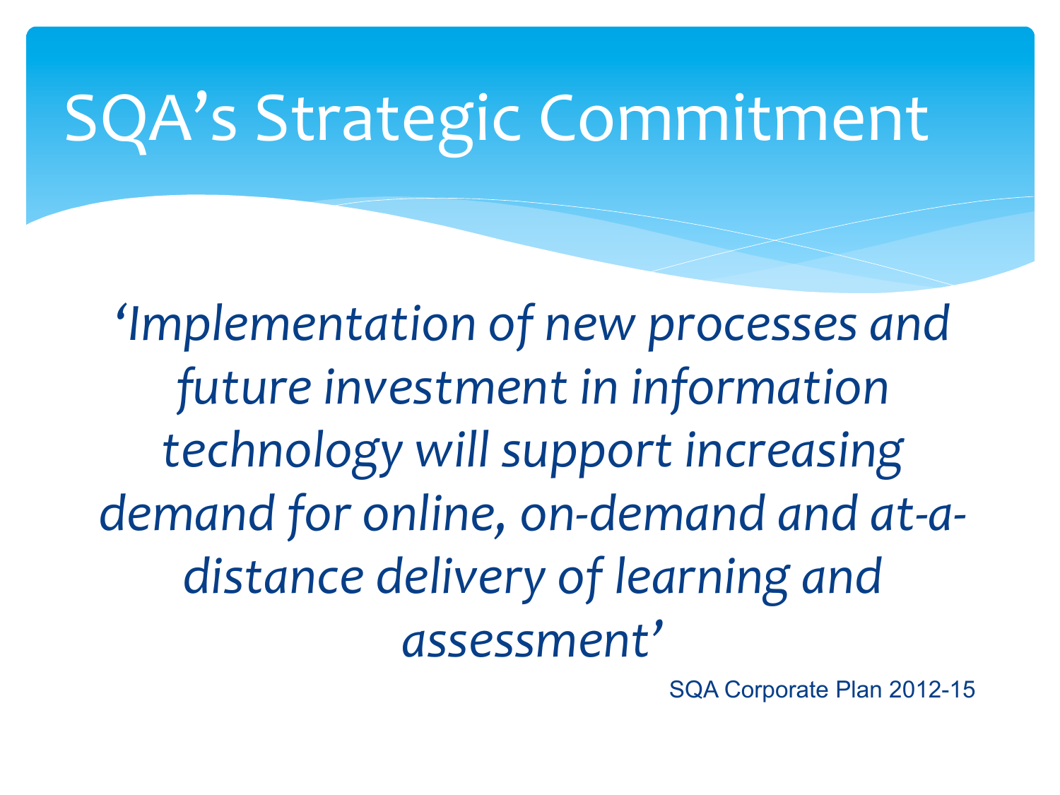# SQA's Strategic Commitment

*'Implementation of new processes and future investment in information technology will support increasing demand for online, on-demand and at-a-distance delivery of learning and assessment'*

SQA Corporate Plan 2012-15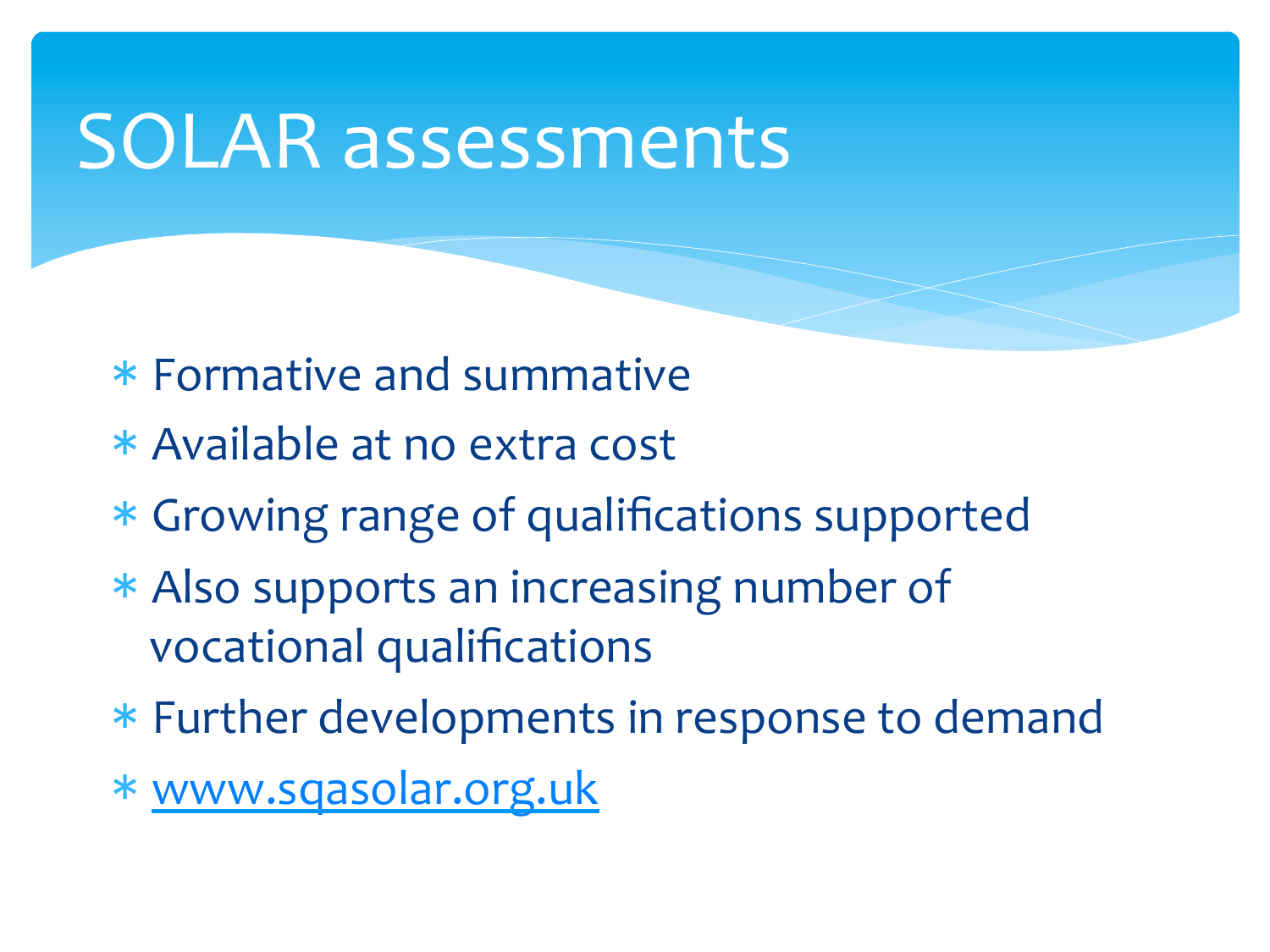# SOLAR assessments

- Formative and summative
- Available at no extra cost
- Growing range of qualifications supported
- Also supports an increasing number of vocational qualifications
- Further developments in response to demand
- [www.sqasolar.org.uk](http://www.sqasolar.org.uk)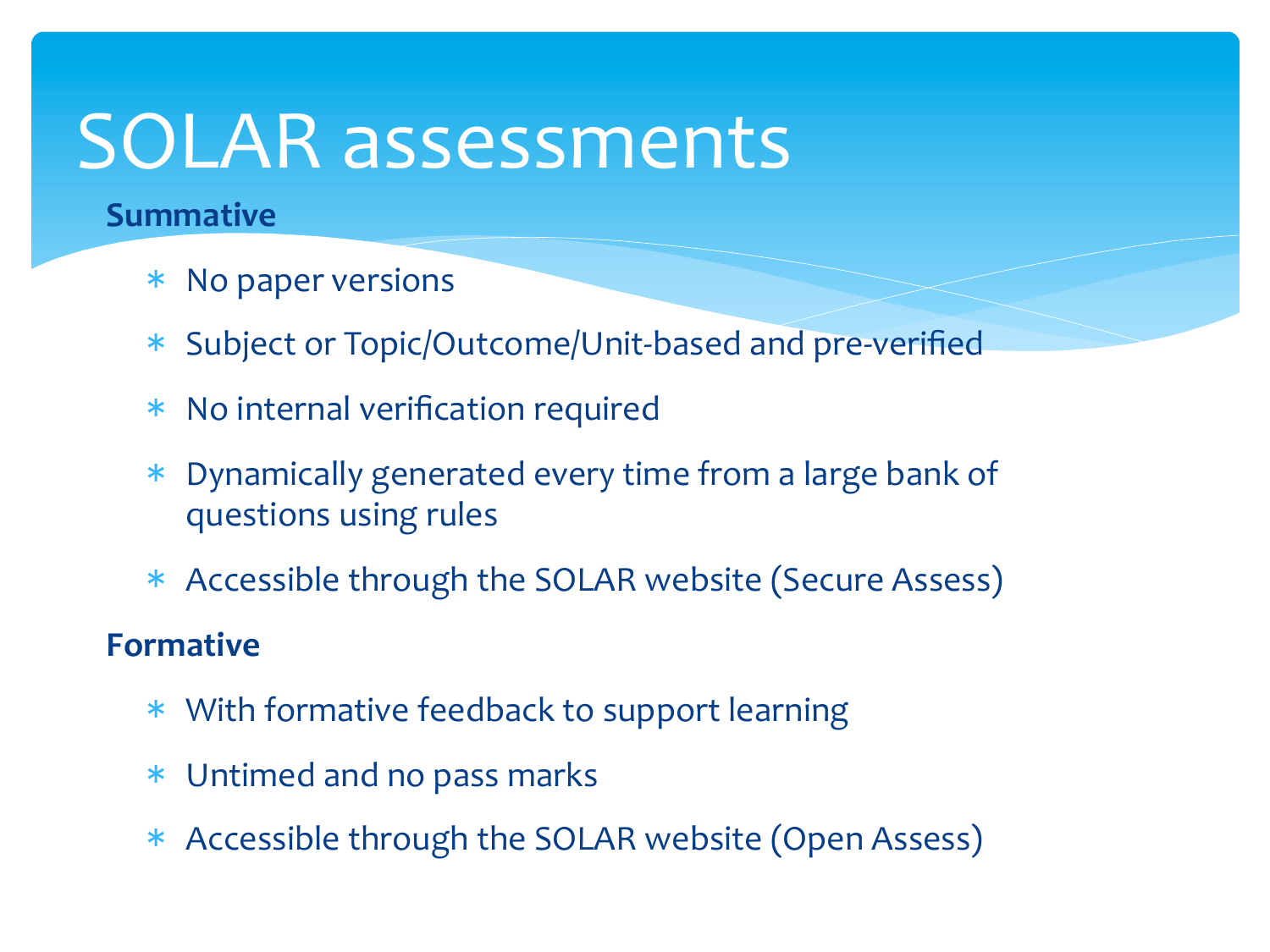# SOLAR assessments

**Summative**

- No paper versions
- Subject or Topic/Outcome/Unit-based and pre-verified
- No internal verification required
- Dynamically generated every time from a large bank of questions using rules
- Accessible through the SOLAR website (Secure Assess)

**Formative**

- With formative feedback to support learning
- Untimed and no pass marks
- Accessible through the SOLAR website (Open Assess)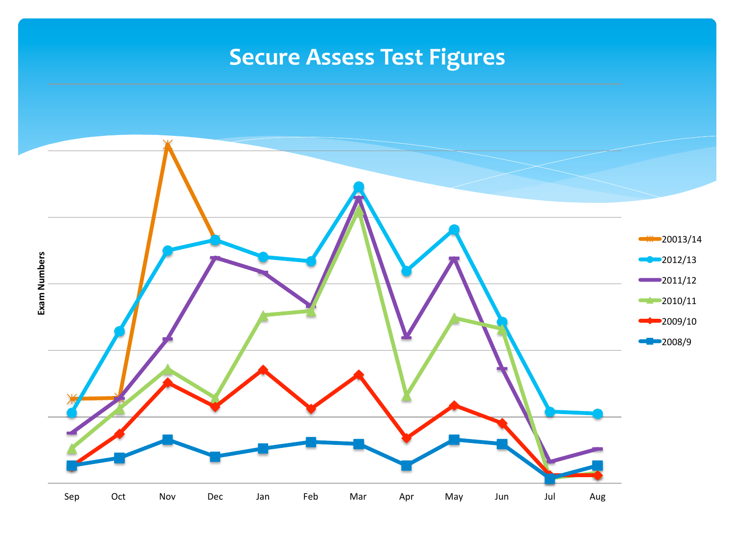# Secure Assess Test Figures

Exam Numbers

Sep Oct Nov Dec Jan Feb Mar Apr May Jun Jul Aug

20013/14
2012/13
2011/12
2010/11
2009/10
2008/9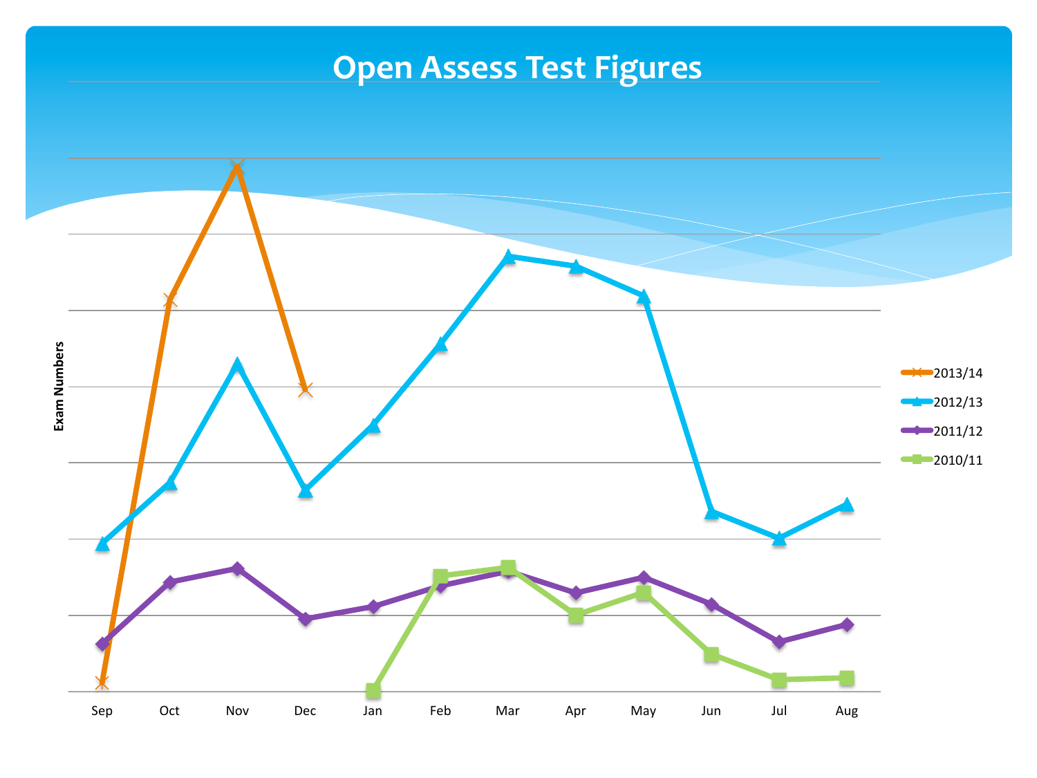# Open Assess Test Figures

Exam Numbers

Sep Oct Nov Dec Jan Feb Mar Apr May Jun Jul Aug

- 2013/14
- 2012/13
- 2011/12
- 2010/11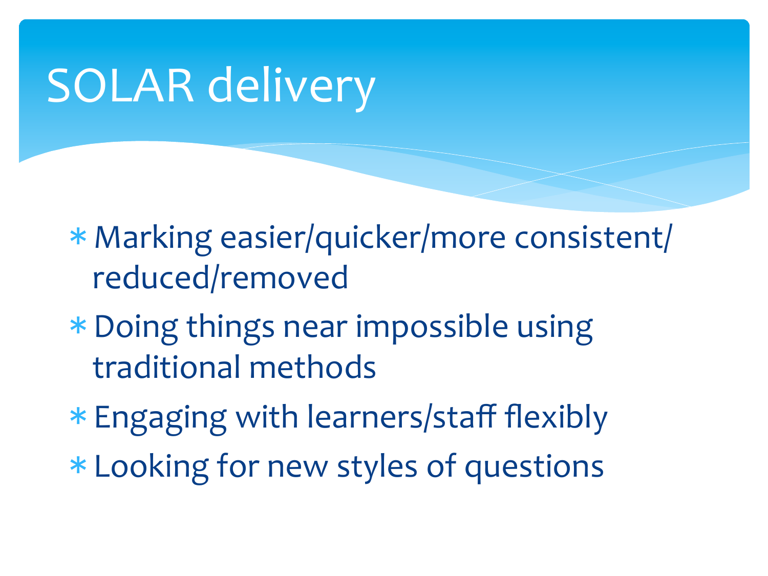# SOLAR delivery

- Marking easier/quicker/more consistent/ reduced/removed
- Doing things near impossible using traditional methods
- Engaging with learners/staff flexibly
- Looking for new styles of questions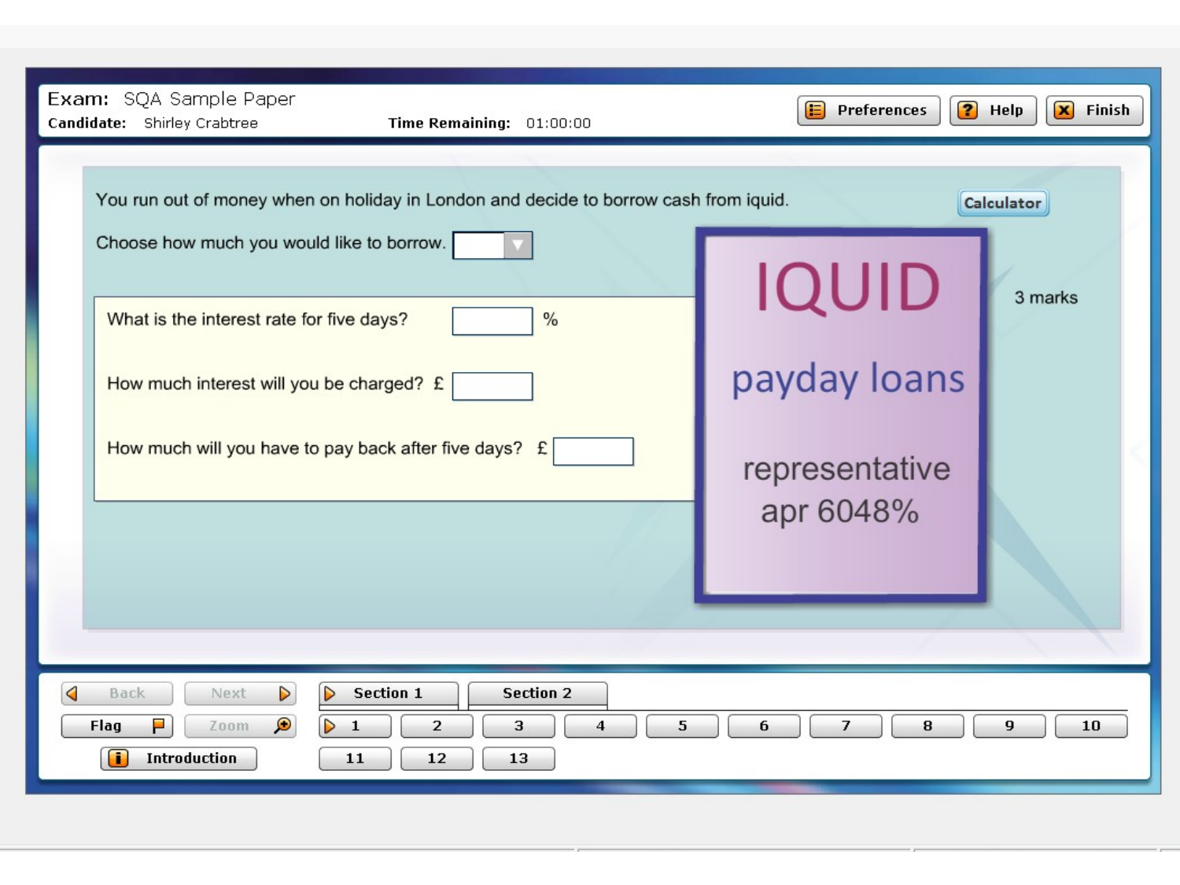**Exam:** SQA Sample Paper

**Candidate:** Shirley Crabtree **Time Remaining:** 01:00:00

Preferences | Help | Finish

You run out of money when on holiday in London and decide to borrow cash from iquid.

Calculator

Choose how much you would like to borrow. [ ▼ ]

3 marks

What is the interest rate for five days? [ ] %

How much interest will you be charged? £ [ ]

How much will you have to pay back after five days? £ [ ]

IQUID

payday loans

representative apr 6048%

Back | Next | Section 1 | Section 2

Flag | Zoom | 1 | 2 | 3 | 4 | 5 | 6 | 7 | 8 | 9 | 10

Introduction | 11 | 12 | 13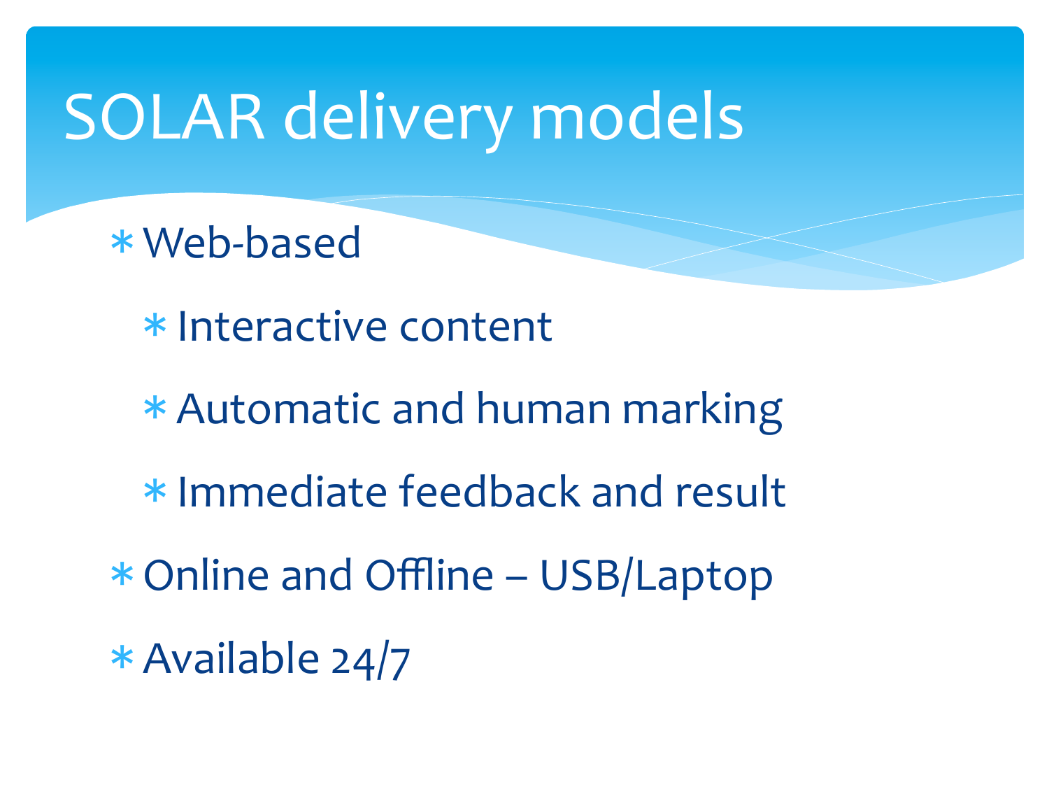# SOLAR delivery models

- Web-based
  - Interactive content
  - Automatic and human marking
  - Immediate feedback and result
- Online and Offline – USB/Laptop
- Available 24/7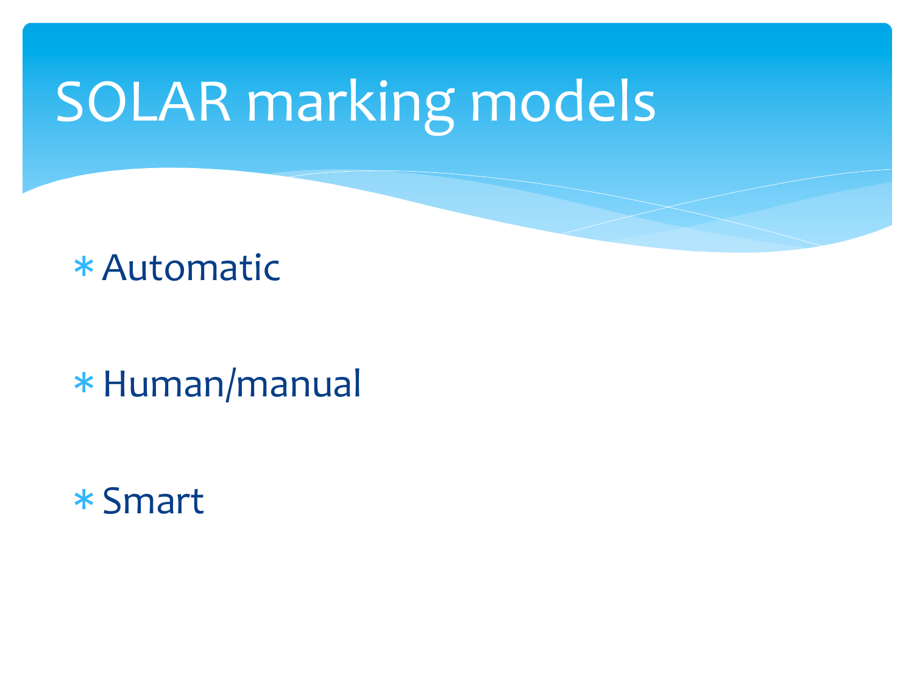# SOLAR marking models

- Automatic
- Human/manual
- Smart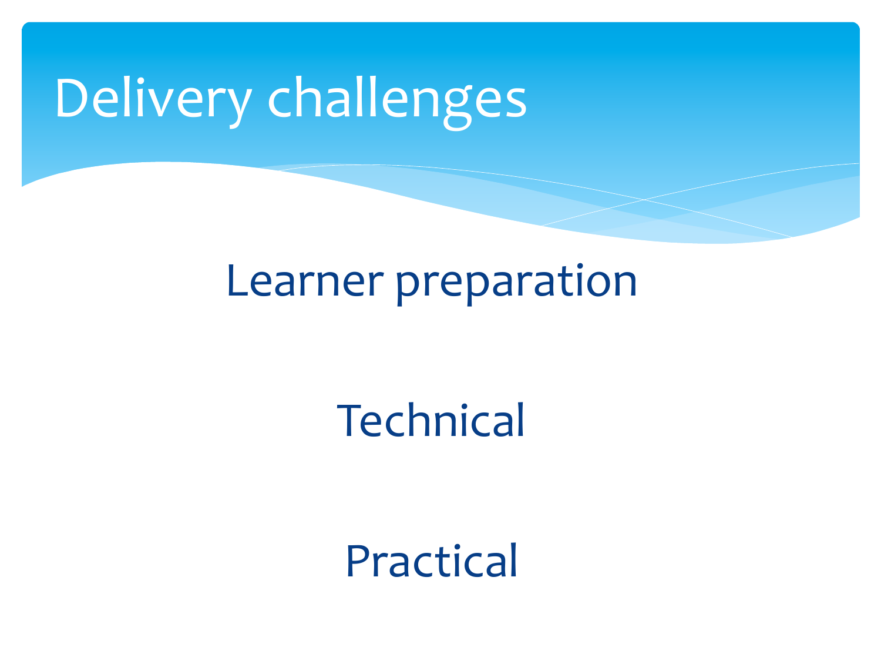# Delivery challenges

Learner preparation

Technical

Practical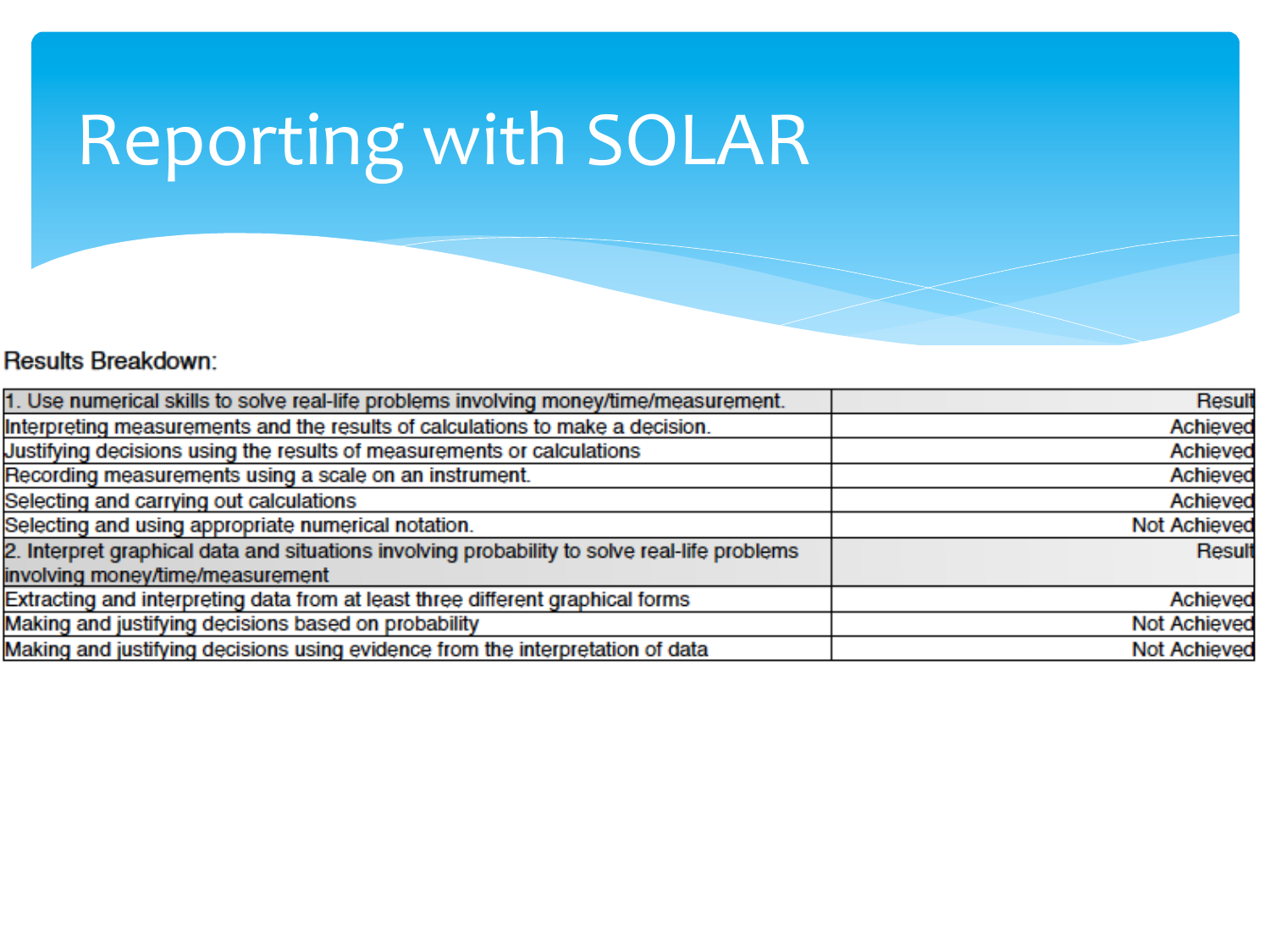# Reporting with SOLAR

Results Breakdown:

| 1. Use numerical skills to solve real-life problems involving money/time/measurement. | Result |
|---|---|
| Interpreting measurements and the results of calculations to make a decision. | Achieved |
| Justifying decisions using the results of measurements or calculations | Achieved |
| Recording measurements using a scale on an instrument. | Achieved |
| Selecting and carrying out calculations | Achieved |
| Selecting and using appropriate numerical notation. | Not Achieved |
| 2. Interpret graphical data and situations involving probability to solve real-life problems involving money/time/measurement | Result |
| Extracting and interpreting data from at least three different graphical forms | Achieved |
| Making and justifying decisions based on probability | Not Achieved |
| Making and justifying decisions using evidence from the interpretation of data | Not Achieved |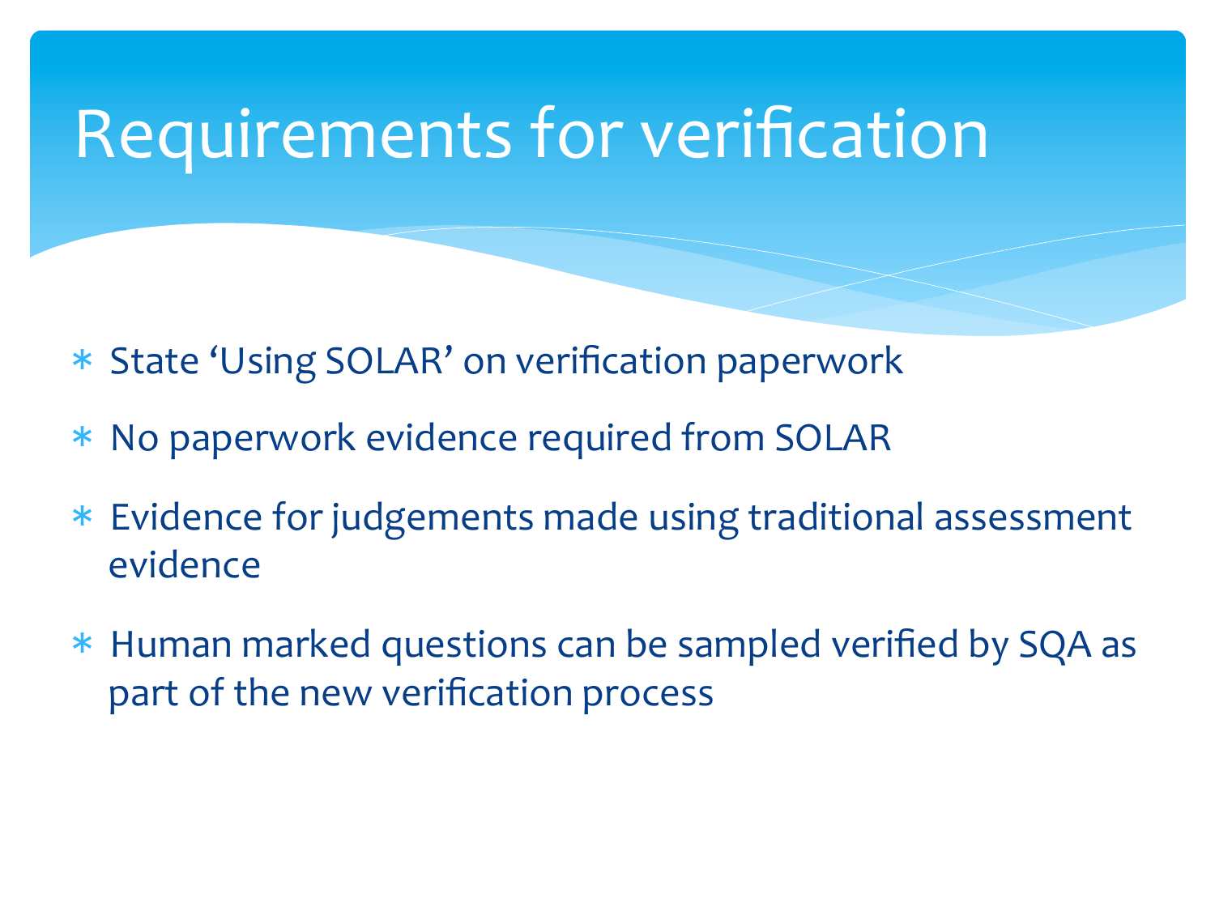# Requirements for verification

- State 'Using SOLAR' on verification paperwork
- No paperwork evidence required from SOLAR
- Evidence for judgements made using traditional assessment evidence
- Human marked questions can be sampled verified by SQA as part of the new verification process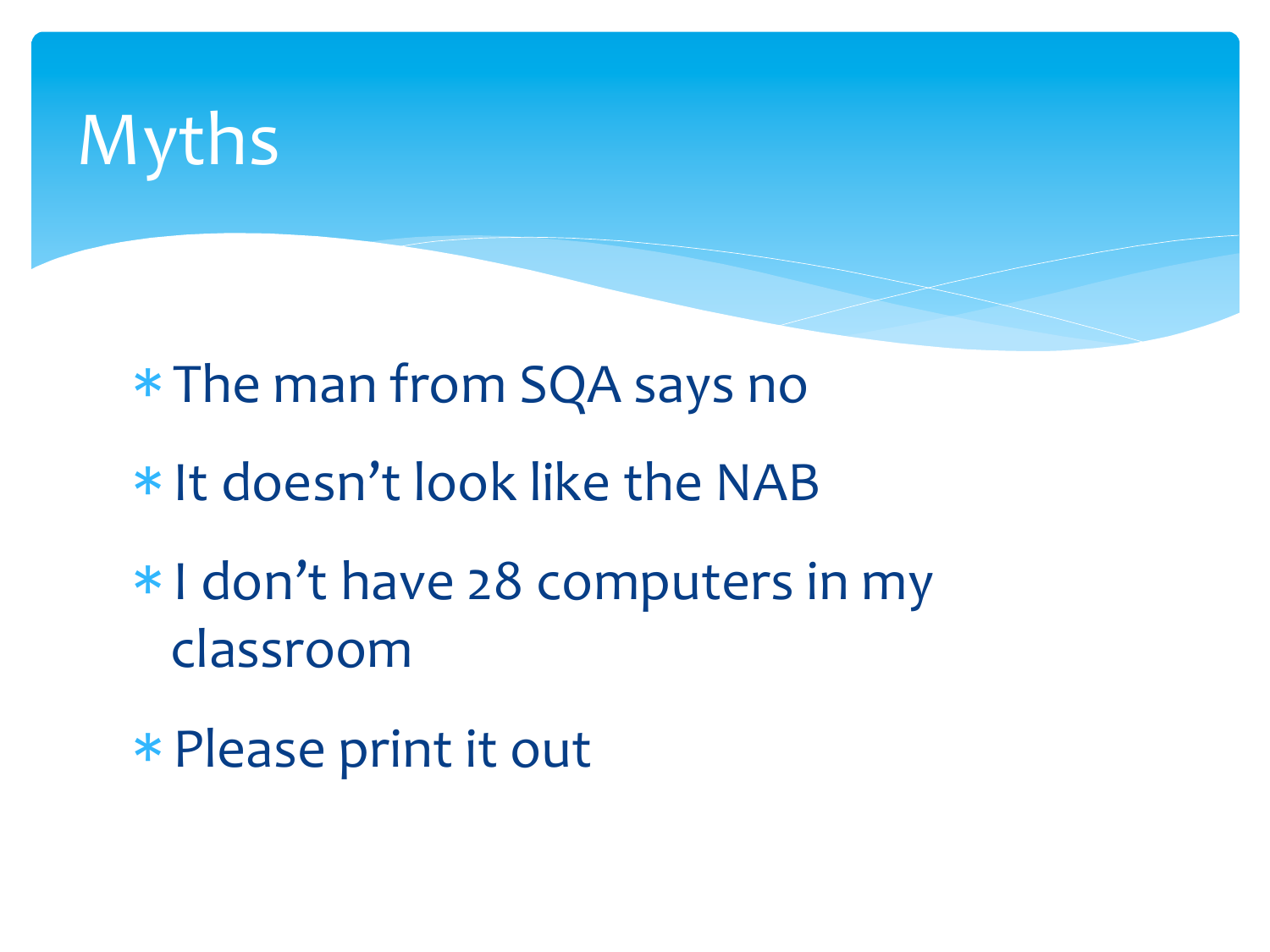# Myths

- The man from SQA says no
- It doesn’t look like the NAB
- I don’t have 28 computers in my classroom
- Please print it out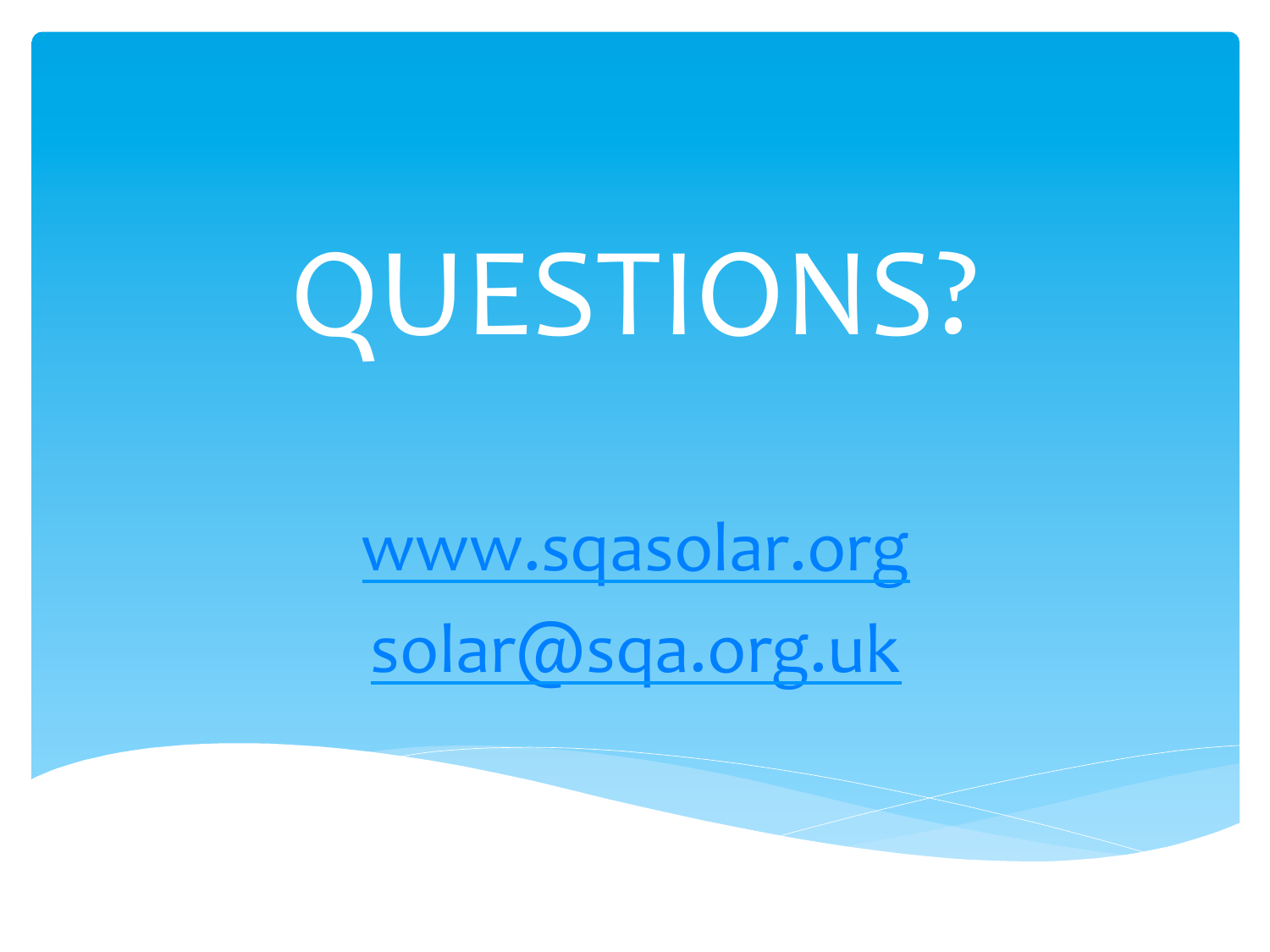# QUESTIONS?

www.sqasolar.org

solar@sqa.org.uk